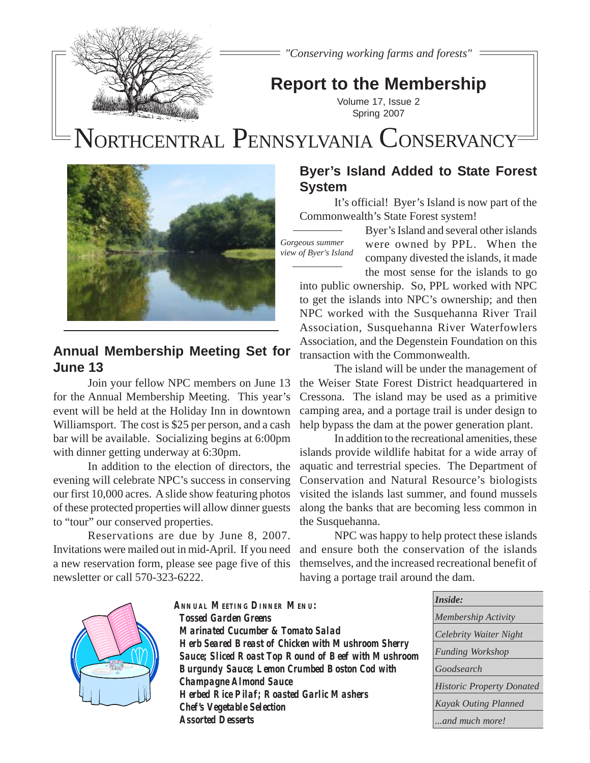*"Conserving working farms and forests"*

# Report to the Membership

Volume 17, Issue 2
Spring 2007

# NORTHCENTRAL PENNSYLVANIA CONSERVANCY

## Byer's Island Added to State Forest System

It's official! Byer's Island is now part of the Commonwealth's State Forest system!

*Gorgeous summer view of Byer's Island*

Byer's Island and several other islands were owned by PPL. When the company divested the islands, it made the most sense for the islands to go into public ownership. So, PPL worked with NPC to get the islands into NPC's ownership; and then NPC worked with the Susquehanna River Trail Association, Susquehanna River Waterfowlers Association, and the Degenstein Foundation on this transaction with the Commonwealth.

The island will be under the management of the Weiser State Forest District headquartered in Cressona. The island may be used as a primitive camping area, and a portage trail is under design to help bypass the dam at the power generation plant.

In addition to the recreational amenities, these islands provide wildlife habitat for a wide array of aquatic and terrestrial species. The Department of Conservation and Natural Resource's biologists visited the islands last summer, and found mussels along the banks that are becoming less common in the Susquehanna.

NPC was happy to help protect these islands and ensure both the conservation of the islands themselves, and the increased recreational benefit of having a portage trail around the dam.

## Annual Membership Meeting Set for June 13

Join your fellow NPC members on June 13 for the Annual Membership Meeting. This year's event will be held at the Holiday Inn in downtown Williamsport. The cost is $25 per person, and a cash bar will be available. Socializing begins at 6:00pm with dinner getting underway at 6:30pm.

In addition to the election of directors, the evening will celebrate NPC's success in conserving our first 10,000 acres. A slide show featuring photos of these protected properties will allow dinner guests to "tour" our conserved properties.

Reservations are due by June 8, 2007. Invitations were mailed out in mid-April. If you need a new reservation form, please see page five of this newsletter or call 570-323-6222.

**ANNUAL MEETING DINNER MENU:**

**Tossed Garden Greens**
**Marinated Cucumber & Tomato Salad**
**Herb Seared Breast of Chicken with Mushroom Sherry Sauce; Sliced Roast Top Round of Beef with Mushroom Burgundy Sauce; Lemon Crumbed Boston Cod with Champagne Almond Sauce**
**Herbed Rice Pilaf; Roasted Garlic Mashers**
**Chef's Vegetable Selection**
**Assorted Desserts**

| *Inside:* |
|---|
| *Membership Activity* |
| *Celebrity Waiter Night* |
| *Funding Workshop* |
| *Goodsearch* |
| *Historic Property Donated* |
| *Kayak Outing Planned* |
| *...and much more!* |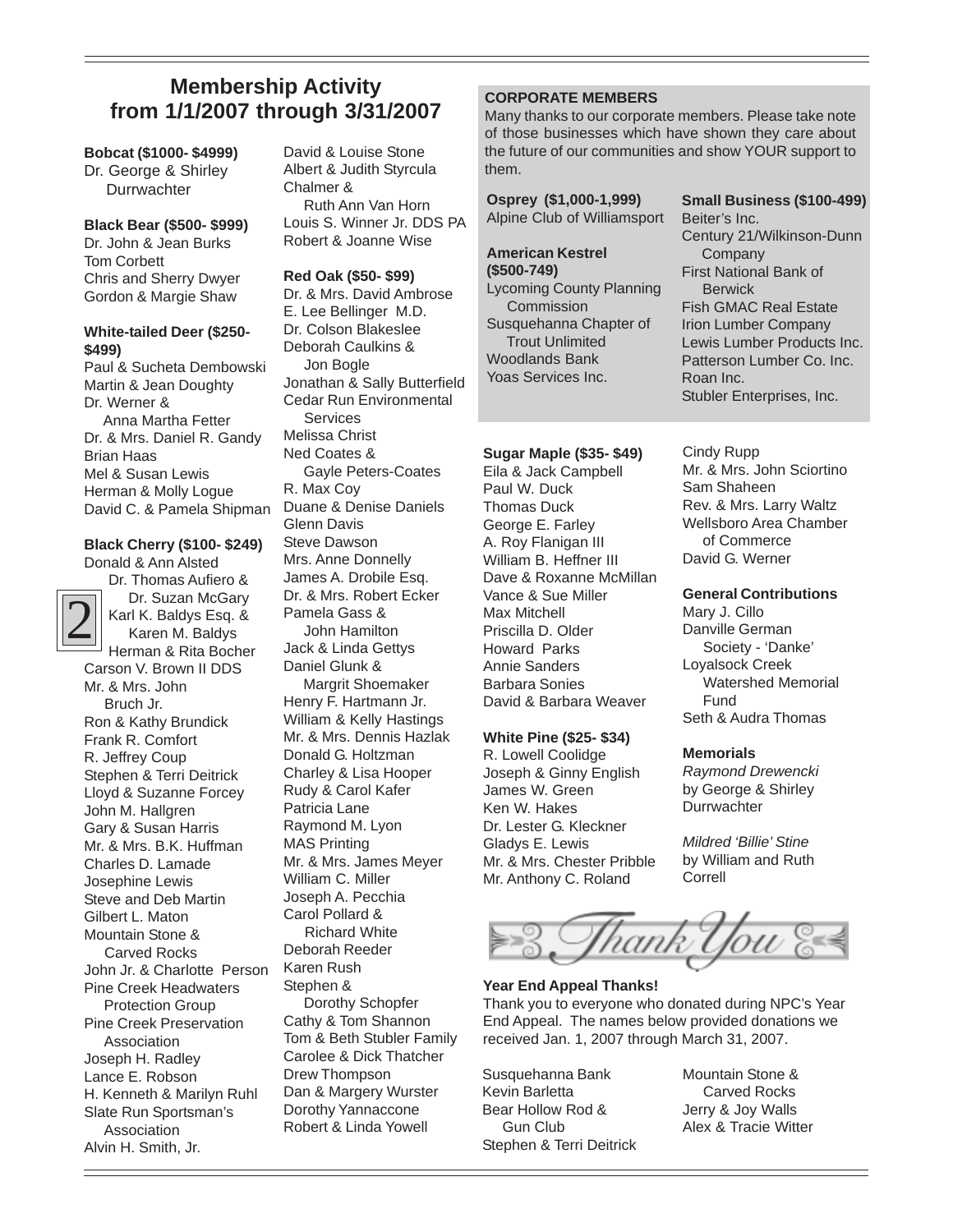## Membership Activity from 1/1/2007 through 3/31/2007

**Bobcat ($1000- $4999)**
Dr. George & Shirley Durrwachter

**Black Bear ($500- $999)**
Dr. John & Jean Burks
Tom Corbett
Chris and Sherry Dwyer
Gordon & Margie Shaw

**White-tailed Deer ($250-$499)**
Paul & Sucheta Dembowski
Martin & Jean Doughty
Dr. Werner & Anna Martha Fetter
Dr. & Mrs. Daniel R. Gandy
Brian Haas
Mel & Susan Lewis
Herman & Molly Logue
David C. & Pamela Shipman

**Black Cherry ($100- $249)**
Donald & Ann Alsted
Dr. Thomas Aufiero & Dr. Suzan McGary
Karl K. Baldys Esq. & Karen M. Baldys
Herman & Rita Bocher
Carson V. Brown II DDS
Mr. & Mrs. John Bruch Jr.
Ron & Kathy Brundick
Frank R. Comfort
R. Jeffrey Coup
Stephen & Terri Deitrick
Lloyd & Suzanne Forcey
John M. Hallgren
Gary & Susan Harris
Mr. & Mrs. B.K. Huffman
Charles D. Lamade
Josephine Lewis
Steve and Deb Martin
Gilbert L. Maton
Mountain Stone & Carved Rocks
John Jr. & Charlotte Person
Pine Creek Headwaters Protection Group
Pine Creek Preservation Association
Joseph H. Radley
Lance E. Robson
H. Kenneth & Marilyn Ruhl
Slate Run Sportsman's Association
Alvin H. Smith, Jr.
David & Louise Stone
Albert & Judith Styrcula
Chalmer & Ruth Ann Van Horn
Louis S. Winner Jr. DDS PA
Robert & Joanne Wise

**Red Oak ($50- $99)**
Dr. & Mrs. David Ambrose
E. Lee Bellinger M.D.
Dr. Colson Blakeslee
Deborah Caulkins & Jon Bogle
Jonathan & Sally Butterfield
Cedar Run Environmental Services
Melissa Christ
Ned Coates & Gayle Peters-Coates
R. Max Coy
Duane & Denise Daniels
Glenn Davis
Steve Dawson
Mrs. Anne Donnelly
James A. Drobile Esq.
Dr. & Mrs. Robert Ecker
Pamela Gass & John Hamilton
Jack & Linda Gettys
Daniel Glunk & Margrit Shoemaker
Henry F. Hartmann Jr.
William & Kelly Hastings
Mr. & Mrs. Dennis Hazlak
Donald G. Holtzman
Charley & Lisa Hooper
Rudy & Carol Kafer
Patricia Lane
Raymond M. Lyon
MAS Printing
Mr. & Mrs. James Meyer
William C. Miller
Joseph A. Pecchia
Carol Pollard & Richard White
Deborah Reeder
Karen Rush
Stephen & Dorothy Schopfer
Cathy & Tom Shannon
Tom & Beth Stubler Family
Carolee & Dick Thatcher
Drew Thompson
Dan & Margery Wurster
Dorothy Yannaccone
Robert & Linda Yowell

**CORPORATE MEMBERS**

Many thanks to our corporate members. Please take note of those businesses which have shown they care about the future of our communities and show YOUR support to them.

**Osprey ($1,000-1,999)**
Alpine Club of Williamsport

**American Kestrel ($500-749)**
Lycoming County Planning Commission
Susquehanna Chapter of Trout Unlimited
Woodlands Bank
Yoas Services Inc.

**Small Business ($100-499)**
Beiter's Inc.
Century 21/Wilkinson-Dunn Company
First National Bank of Berwick
Fish GMAC Real Estate
Irion Lumber Company
Lewis Lumber Products Inc.
Patterson Lumber Co. Inc.
Roan Inc.
Stubler Enterprises, Inc.

**Sugar Maple ($35- $49)**
Eila & Jack Campbell
Paul W. Duck
Thomas Duck
George E. Farley
A. Roy Flanigan III
William B. Heffner III
Dave & Roxanne McMillan
Vance & Sue Miller
Max Mitchell
Priscilla D. Older
Howard Parks
Annie Sanders
Barbara Sonies
David & Barbara Weaver
Cindy Rupp
Mr. & Mrs. John Sciortino
Sam Shaheen
Rev. & Mrs. Larry Waltz
Wellsboro Area Chamber of Commerce
David G. Werner

**White Pine ($25- $34)**
R. Lowell Coolidge
Joseph & Ginny English
James W. Green
Ken W. Hakes
Dr. Lester G. Kleckner
Gladys E. Lewis
Mr. & Mrs. Chester Pribble
Mr. Anthony C. Roland

**General Contributions**
Mary J. Cillo
Danville German Society - 'Danke'
Loyalsock Creek Watershed Memorial Fund
Seth & Audra Thomas

**Memorials**
*Raymond Drewencki* by George & Shirley Durrwachter

*Mildred 'Billie' Stine* by William and Ruth Correll

Thank You

**Year End Appeal Thanks!**

Thank you to everyone who donated during NPC's Year End Appeal. The names below provided donations we received Jan. 1, 2007 through March 31, 2007.

Susquehanna Bank
Kevin Barletta
Bear Hollow Rod & Gun Club
Stephen & Terri Deitrick
Mountain Stone & Carved Rocks
Jerry & Joy Walls
Alex & Tracie Witter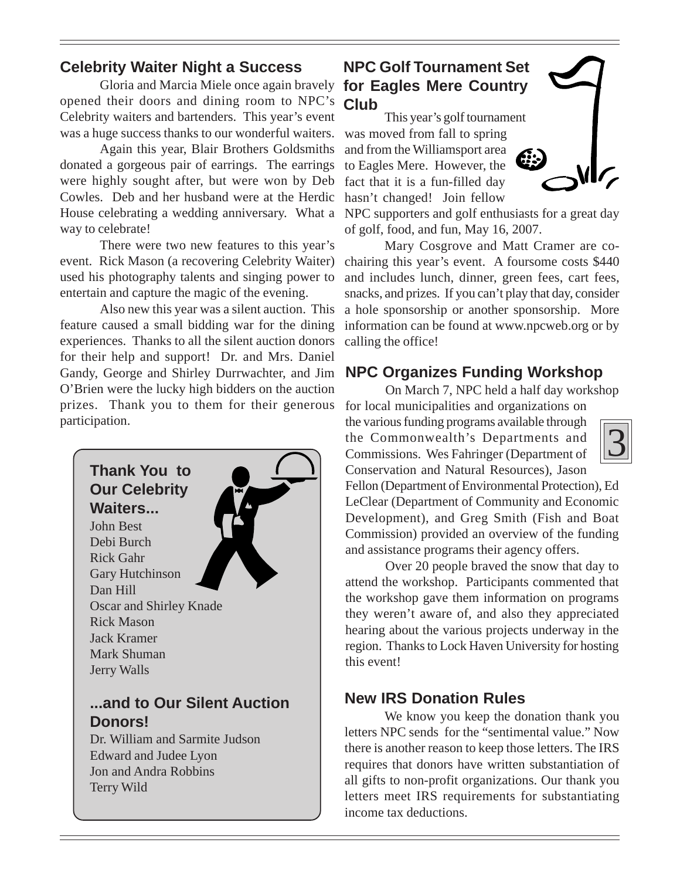## Celebrity Waiter Night a Success

Gloria and Marcia Miele once again bravely opened their doors and dining room to NPC's Celebrity waiters and bartenders. This year's event was a huge success thanks to our wonderful waiters.

Again this year, Blair Brothers Goldsmiths donated a gorgeous pair of earrings. The earrings were highly sought after, but were won by Deb Cowles. Deb and her husband were at the Herdic House celebrating a wedding anniversary. What a way to celebrate!

There were two new features to this year's event. Rick Mason (a recovering Celebrity Waiter) used his photography talents and singing power to entertain and capture the magic of the evening.

Also new this year was a silent auction. This feature caused a small bidding war for the dining experiences. Thanks to all the silent auction donors for their help and support! Dr. and Mrs. Daniel Gandy, George and Shirley Durrwachter, and Jim O'Brien were the lucky high bidders on the auction prizes. Thank you to them for their generous participation.

### Thank You to Our Celebrity Waiters...

John Best
Debi Burch
Rick Gahr
Gary Hutchinson
Dan Hill
Oscar and Shirley Knade
Rick Mason
Jack Kramer
Mark Shuman
Jerry Walls

### ...and to Our Silent Auction Donors!

Dr. William and Sarmite Judson
Edward and Judee Lyon
Jon and Andra Robbins
Terry Wild

## NPC Golf Tournament Set for Eagles Mere Country Club

This year's golf tournament was moved from fall to spring and from the Williamsport area to Eagles Mere. However, the fact that it is a fun-filled day hasn't changed! Join fellow NPC supporters and golf enthusiasts for a great day of golf, food, and fun, May 16, 2007.

Mary Cosgrove and Matt Cramer are co-chairing this year's event. A foursome costs $440 and includes lunch, dinner, green fees, cart fees, snacks, and prizes. If you can't play that day, consider a hole sponsorship or another sponsorship. More information can be found at www.npcweb.org or by calling the office!

## NPC Organizes Funding Workshop

On March 7, NPC held a half day workshop for local municipalities and organizations on the various funding programs available through the Commonwealth's Departments and Commissions. Wes Fahringer (Department of Conservation and Natural Resources), Jason Fellon (Department of Environmental Protection), Ed LeClear (Department of Community and Economic Development), and Greg Smith (Fish and Boat Commission) provided an overview of the funding and assistance programs their agency offers.

Over 20 people braved the snow that day to attend the workshop. Participants commented that the workshop gave them information on programs they weren't aware of, and also they appreciated hearing about the various projects underway in the region. Thanks to Lock Haven University for hosting this event!

## New IRS Donation Rules

We know you keep the donation thank you letters NPC sends for the "sentimental value." Now there is another reason to keep those letters. The IRS requires that donors have written substantiation of all gifts to non-profit organizations. Our thank you letters meet IRS requirements for substantiating income tax deductions.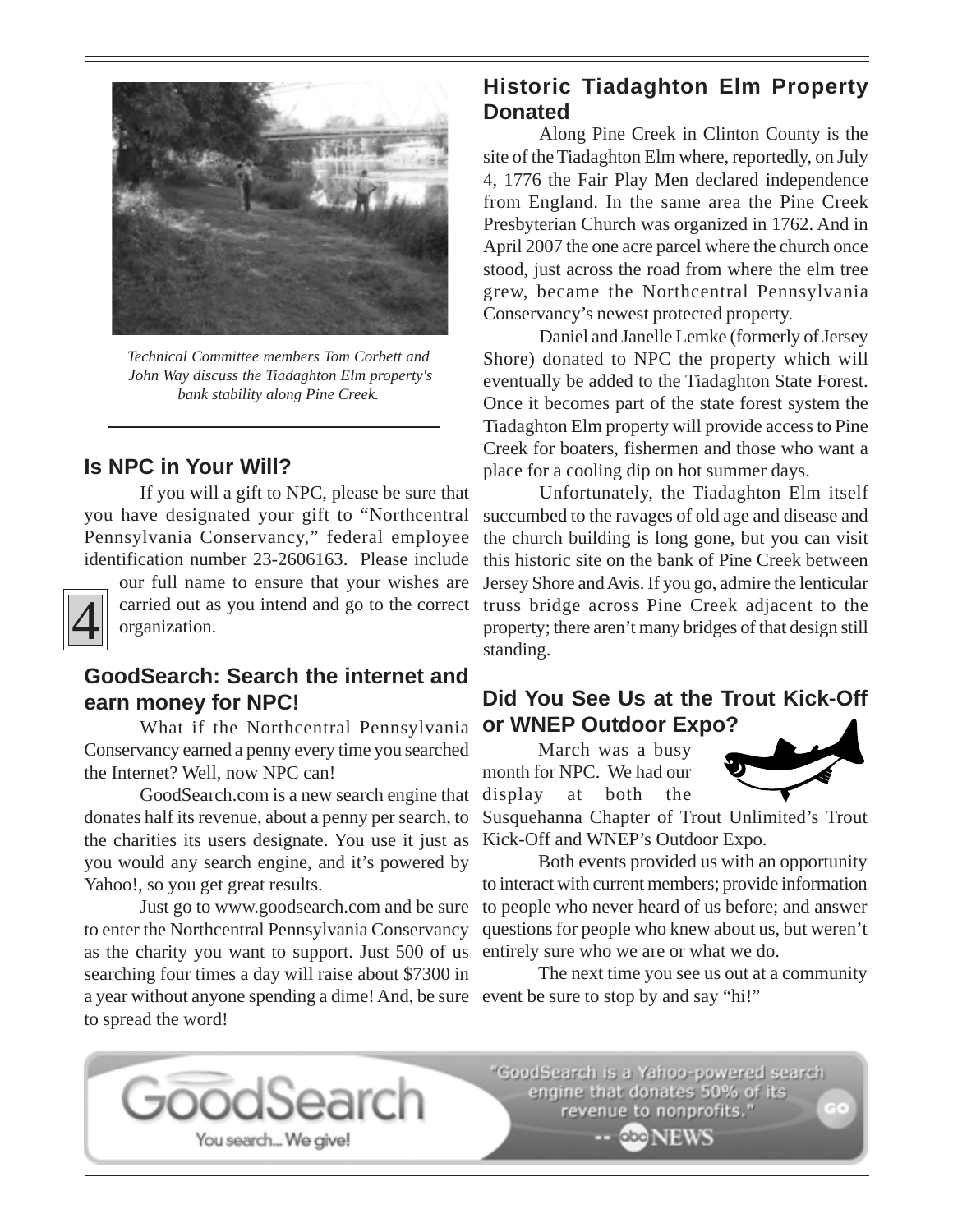*Technical Committee members Tom Corbett and John Way discuss the Tiadaghton Elm property's bank stability along Pine Creek.*

## Is NPC in Your Will?

If you will a gift to NPC, please be sure that you have designated your gift to "Northcentral Pennsylvania Conservancy," federal employee identification number 23-2606163. Please include our full name to ensure that your wishes are carried out as you intend and go to the correct organization.

## GoodSearch: Search the internet and earn money for NPC!

What if the Northcentral Pennsylvania Conservancy earned a penny every time you searched the Internet? Well, now NPC can!

GoodSearch.com is a new search engine that donates half its revenue, about a penny per search, to the charities its users designate. You use it just as you would any search engine, and it's powered by Yahoo!, so you get great results.

Just go to www.goodsearch.com and be sure to enter the Northcentral Pennsylvania Conservancy as the charity you want to support. Just 500 of us searching four times a day will raise about $7300 in a year without anyone spending a dime! And, be sure to spread the word!

## Historic Tiadaghton Elm Property Donated

Along Pine Creek in Clinton County is the site of the Tiadaghton Elm where, reportedly, on July 4, 1776 the Fair Play Men declared independence from England. In the same area the Pine Creek Presbyterian Church was organized in 1762. And in April 2007 the one acre parcel where the church once stood, just across the road from where the elm tree grew, became the Northcentral Pennsylvania Conservancy's newest protected property.

Daniel and Janelle Lemke (formerly of Jersey Shore) donated to NPC the property which will eventually be added to the Tiadaghton State Forest. Once it becomes part of the state forest system the Tiadaghton Elm property will provide access to Pine Creek for boaters, fishermen and those who want a place for a cooling dip on hot summer days.

Unfortunately, the Tiadaghton Elm itself succumbed to the ravages of old age and disease and the church building is long gone, but you can visit this historic site on the bank of Pine Creek between Jersey Shore and Avis. If you go, admire the lenticular truss bridge across Pine Creek adjacent to the property; there aren't many bridges of that design still standing.

## Did You See Us at the Trout Kick-Off or WNEP Outdoor Expo?

March was a busy month for NPC. We had our display at both the Susquehanna Chapter of Trout Unlimited's Trout Kick-Off and WNEP's Outdoor Expo.

Both events provided us with an opportunity to interact with current members; provide information to people who never heard of us before; and answer questions for people who knew about us, but weren't entirely sure who we are or what we do.

The next time you see us out at a community event be sure to stop by and say "hi!"

GoodSearch
You search... We give!

"GoodSearch is a Yahoo-powered search engine that donates 50% of its revenue to nonprofits." -- abc NEWS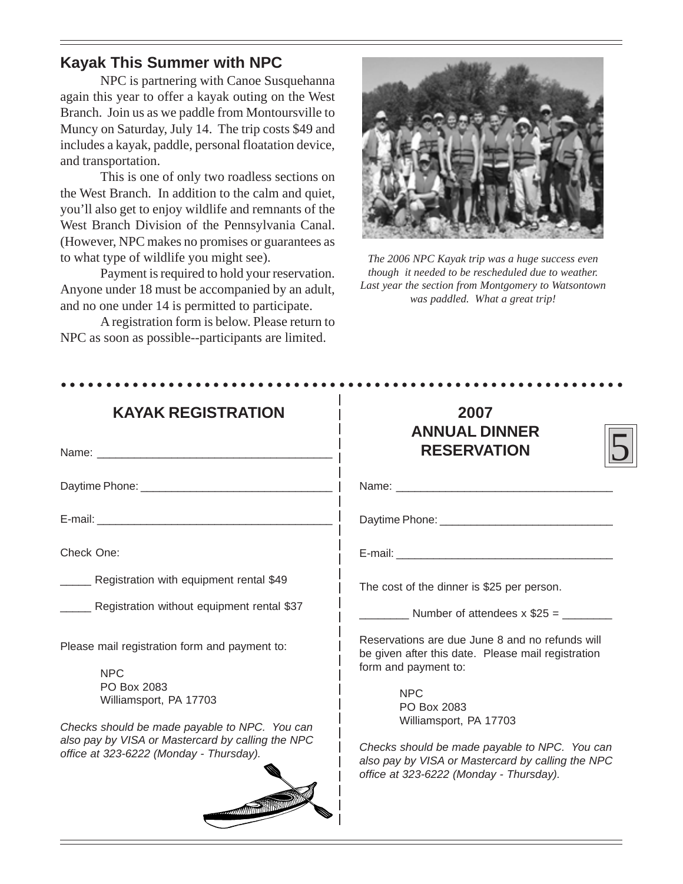## Kayak This Summer with NPC

NPC is partnering with Canoe Susquehanna again this year to offer a kayak outing on the West Branch. Join us as we paddle from Montoursville to Muncy on Saturday, July 14. The trip costs $49 and includes a kayak, paddle, personal floatation device, and transportation.

This is one of only two roadless sections on the West Branch. In addition to the calm and quiet, you'll also get to enjoy wildlife and remnants of the West Branch Division of the Pennsylvania Canal. (However, NPC makes no promises or guarantees as to what type of wildlife you might see).

Payment is required to hold your reservation. Anyone under 18 must be accompanied by an adult, and no one under 14 is permitted to participate.

A registration form is below. Please return to NPC as soon as possible--participants are limited.

*The 2006 NPC Kayak trip was a huge success even though it needed to be rescheduled due to weather. Last year the section from Montgomery to Watsontown was paddled. What a great trip!*

---

## KAYAK REGISTRATION

Name: ____________________________________

Daytime Phone: ______________________________

E-mail: ____________________________________

Check One:

_____ Registration with equipment rental $49

_____ Registration without equipment rental $37

Please mail registration form and payment to:

NPC
PO Box 2083
Williamsport, PA 17703

*Checks should be made payable to NPC. You can also pay by VISA or Mastercard by calling the NPC office at 323-6222 (Monday - Thursday).*

## 2007 ANNUAL DINNER RESERVATION

Name: ____________________________________

Daytime Phone: ____________________________

E-mail: ____________________________________

The cost of the dinner is $25 per person.

________ Number of attendees x $25 = ________

Reservations are due June 8 and no refunds will be given after this date. Please mail registration form and payment to:

NPC
PO Box 2083
Williamsport, PA 17703

*Checks should be made payable to NPC. You can also pay by VISA or Mastercard by calling the NPC office at 323-6222 (Monday - Thursday).*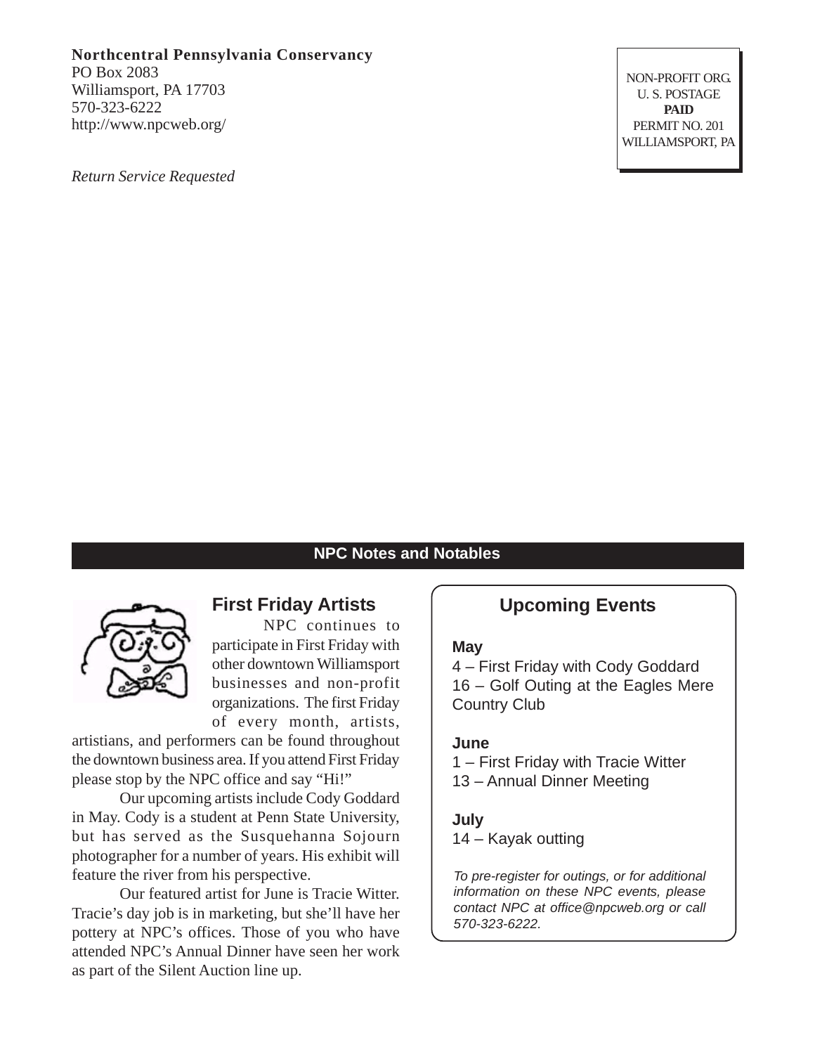**Northcentral Pennsylvania Conservancy**
PO Box 2083
Williamsport, PA 17703
570-323-6222
http://www.npcweb.org/

*Return Service Requested*

NON-PROFIT ORG.
U. S. POSTAGE
**PAID**
PERMIT NO. 201
WILLIAMSPORT, PA

## NPC Notes and Notables

### First Friday Artists

NPC continues to participate in First Friday with other downtown Williamsport businesses and non-profit organizations. The first Friday of every month, artists, artistians, and performers can be found throughout the downtown business area. If you attend First Friday please stop by the NPC office and say "Hi!"

Our upcoming artists include Cody Goddard in May. Cody is a student at Penn State University, but has served as the Susquehanna Sojourn photographer for a number of years. His exhibit will feature the river from his perspective.

Our featured artist for June is Tracie Witter. Tracie's day job is in marketing, but she'll have her pottery at NPC's offices. Those of you who have attended NPC's Annual Dinner have seen her work as part of the Silent Auction line up.

### Upcoming Events

**May**
4 – First Friday with Cody Goddard
16 – Golf Outing at the Eagles Mere Country Club

**June**
1 – First Friday with Tracie Witter
13 – Annual Dinner Meeting

**July**
14 – Kayak outting

*To pre-register for outings, or for additional information on these NPC events, please contact NPC at office@npcweb.org or call 570-323-6222.*